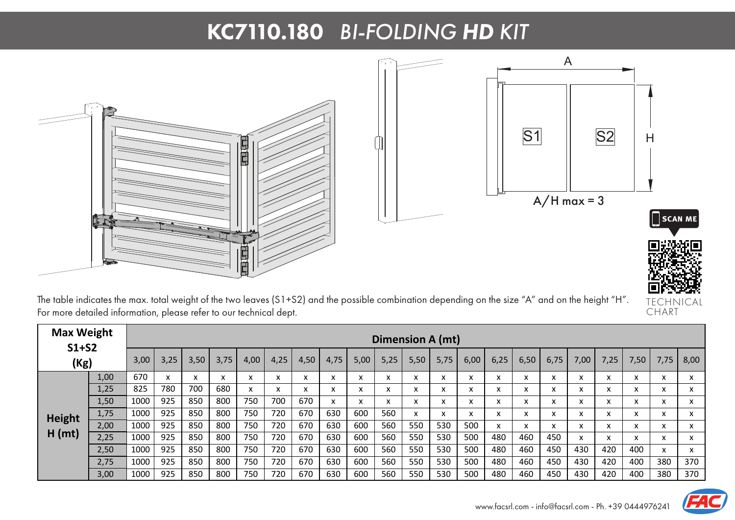# KC7110.180 *BI-FOLDING* ***HD*** *KIT*

A

S1 S2

H

A/H max = 3

SCAN ME

TECHNICAL CHART

The table indicates the max. total weight of the two leaves (S1+S2) and the possible combination depending on the size "A" and on the height "H". For more detailed information, please refer to our technical dept.

| Max Weight S1+S2 (Kg) | | Dimension A (mt) | | | | | | | | | | | | | | | | | | | | |
|---|---|---|---|---|---|---|---|---|---|---|---|---|---|---|---|---|---|---|---|---|---|---|
| | | 3,00 | 3,25 | 3,50 | 3,75 | 4,00 | 4,25 | 4,50 | 4,75 | 5,00 | 5,25 | 5,50 | 5,75 | 6,00 | 6,25 | 6,50 | 6,75 | 7,00 | 7,25 | 7,50 | 7,75 | 8,00 |
| Height H (mt) | 1,00 | 670 | x | x | x | x | x | x | x | x | x | x | x | x | x | x | x | x | x | x | x | x |
| | 1,25 | 825 | 780 | 700 | 680 | x | x | x | x | x | x | x | x | x | x | x | x | x | x | x | x | x |
| | 1,50 | 1000 | 925 | 850 | 800 | 750 | 700 | 670 | x | x | x | x | x | x | x | x | x | x | x | x | x | x |
| | 1,75 | 1000 | 925 | 850 | 800 | 750 | 720 | 670 | 630 | 600 | 560 | x | x | x | x | x | x | x | x | x | x | x |
| | 2,00 | 1000 | 925 | 850 | 800 | 750 | 720 | 670 | 630 | 600 | 560 | 550 | 530 | 500 | x | x | x | x | x | x | x | x |
| | 2,25 | 1000 | 925 | 850 | 800 | 750 | 720 | 670 | 630 | 600 | 560 | 550 | 530 | 500 | 480 | 460 | 450 | x | x | x | x | x |
| | 2,50 | 1000 | 925 | 850 | 800 | 750 | 720 | 670 | 630 | 600 | 560 | 550 | 530 | 500 | 480 | 460 | 450 | 430 | 420 | 400 | x | x |
| | 2,75 | 1000 | 925 | 850 | 800 | 750 | 720 | 670 | 630 | 600 | 560 | 550 | 530 | 500 | 480 | 460 | 450 | 430 | 420 | 400 | 380 | 370 |
| | 3,00 | 1000 | 925 | 850 | 800 | 750 | 720 | 670 | 630 | 600 | 560 | 550 | 530 | 500 | 480 | 460 | 450 | 430 | 420 | 400 | 380 | 370 |

www.facsrl.com - info@facsrl.com - Ph. +39 0444976241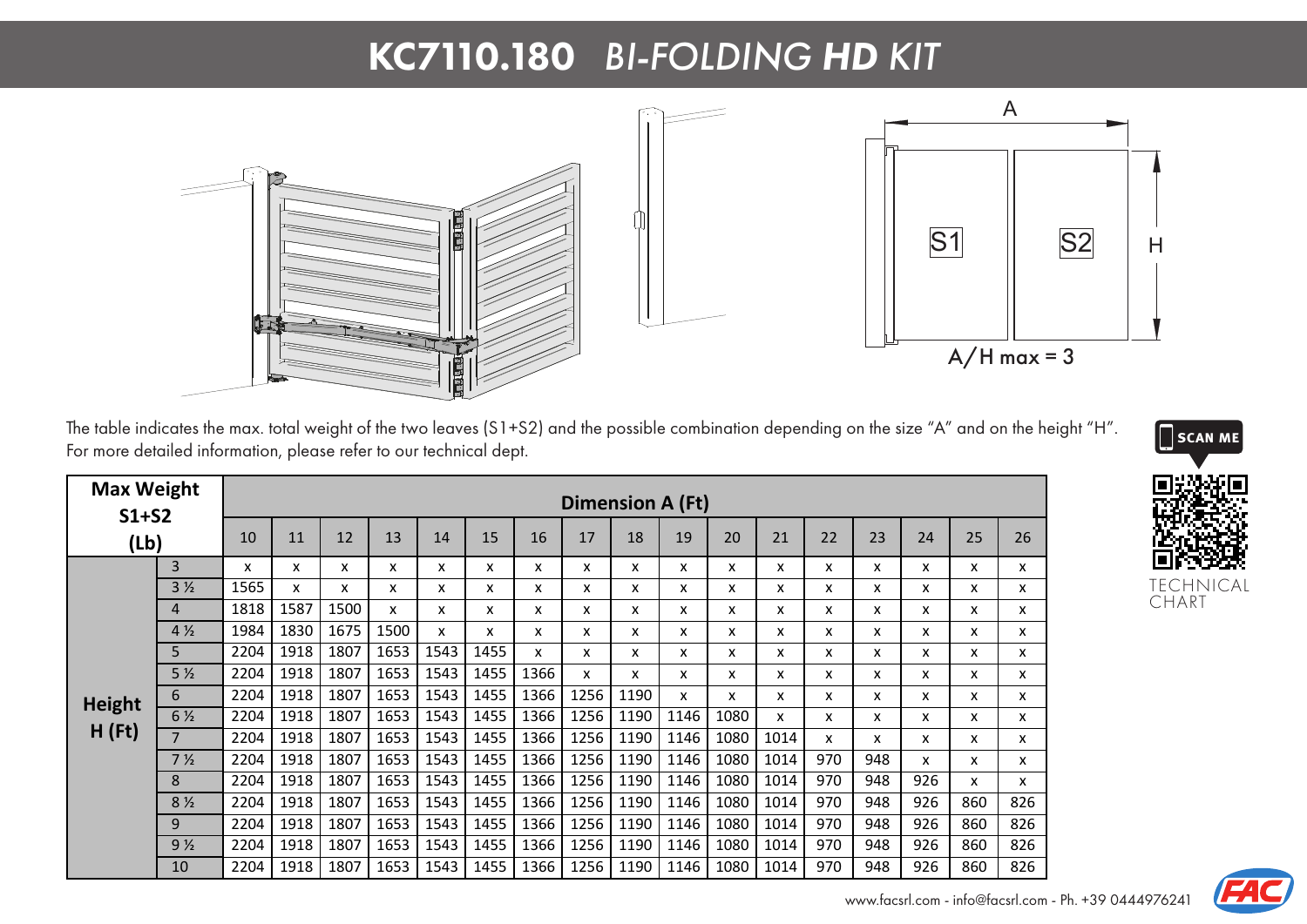# KC7110.180 *BI-FOLDING* **HD** *KIT*

A

S1

S2

H

A/H max = 3

The table indicates the max. total weight of the two leaves (S1+S2) and the possible combination depending on the size "A" and on the height "H". For more detailed information, please refer to our technical dept.

SCAN ME

TECHNICAL CHART

| Max Weight S1+S2 (Lb) | | Dimension A (Ft) | | | | | | | | | | | | | | | | |
|---|---|---|---|---|---|---|---|---|---|---|---|---|---|---|---|---|---|---|
| | | 10 | 11 | 12 | 13 | 14 | 15 | 16 | 17 | 18 | 19 | 20 | 21 | 22 | 23 | 24 | 25 | 26 |
| Height H (Ft) | 3 | x | x | x | x | x | x | x | x | x | x | x | x | x | x | x | x | x |
| | 3 ½ | 1565 | x | x | x | x | x | x | x | x | x | x | x | x | x | x | x | x |
| | 4 | 1818 | 1587 | 1500 | x | x | x | x | x | x | x | x | x | x | x | x | x | x |
| | 4 ½ | 1984 | 1830 | 1675 | 1500 | x | x | x | x | x | x | x | x | x | x | x | x | x |
| | 5 | 2204 | 1918 | 1807 | 1653 | 1543 | 1455 | x | x | x | x | x | x | x | x | x | x | x |
| | 5 ½ | 2204 | 1918 | 1807 | 1653 | 1543 | 1455 | 1366 | x | x | x | x | x | x | x | x | x | x |
| | 6 | 2204 | 1918 | 1807 | 1653 | 1543 | 1455 | 1366 | 1256 | 1190 | x | x | x | x | x | x | x | x |
| | 6 ½ | 2204 | 1918 | 1807 | 1653 | 1543 | 1455 | 1366 | 1256 | 1190 | 1146 | 1080 | x | x | x | x | x | x |
| | 7 | 2204 | 1918 | 1807 | 1653 | 1543 | 1455 | 1366 | 1256 | 1190 | 1146 | 1080 | 1014 | x | x | x | x | x |
| | 7 ½ | 2204 | 1918 | 1807 | 1653 | 1543 | 1455 | 1366 | 1256 | 1190 | 1146 | 1080 | 1014 | 970 | 948 | x | x | x |
| | 8 | 2204 | 1918 | 1807 | 1653 | 1543 | 1455 | 1366 | 1256 | 1190 | 1146 | 1080 | 1014 | 970 | 948 | 926 | x | x |
| | 8 ½ | 2204 | 1918 | 1807 | 1653 | 1543 | 1455 | 1366 | 1256 | 1190 | 1146 | 1080 | 1014 | 970 | 948 | 926 | 860 | 826 |
| | 9 | 2204 | 1918 | 1807 | 1653 | 1543 | 1455 | 1366 | 1256 | 1190 | 1146 | 1080 | 1014 | 970 | 948 | 926 | 860 | 826 |
| | 9 ½ | 2204 | 1918 | 1807 | 1653 | 1543 | 1455 | 1366 | 1256 | 1190 | 1146 | 1080 | 1014 | 970 | 948 | 926 | 860 | 826 |
| | 10 | 2204 | 1918 | 1807 | 1653 | 1543 | 1455 | 1366 | 1256 | 1190 | 1146 | 1080 | 1014 | 970 | 948 | 926 | 860 | 826 |

www.facsrl.com - info@facsrl.com - Ph. +39 0444976241